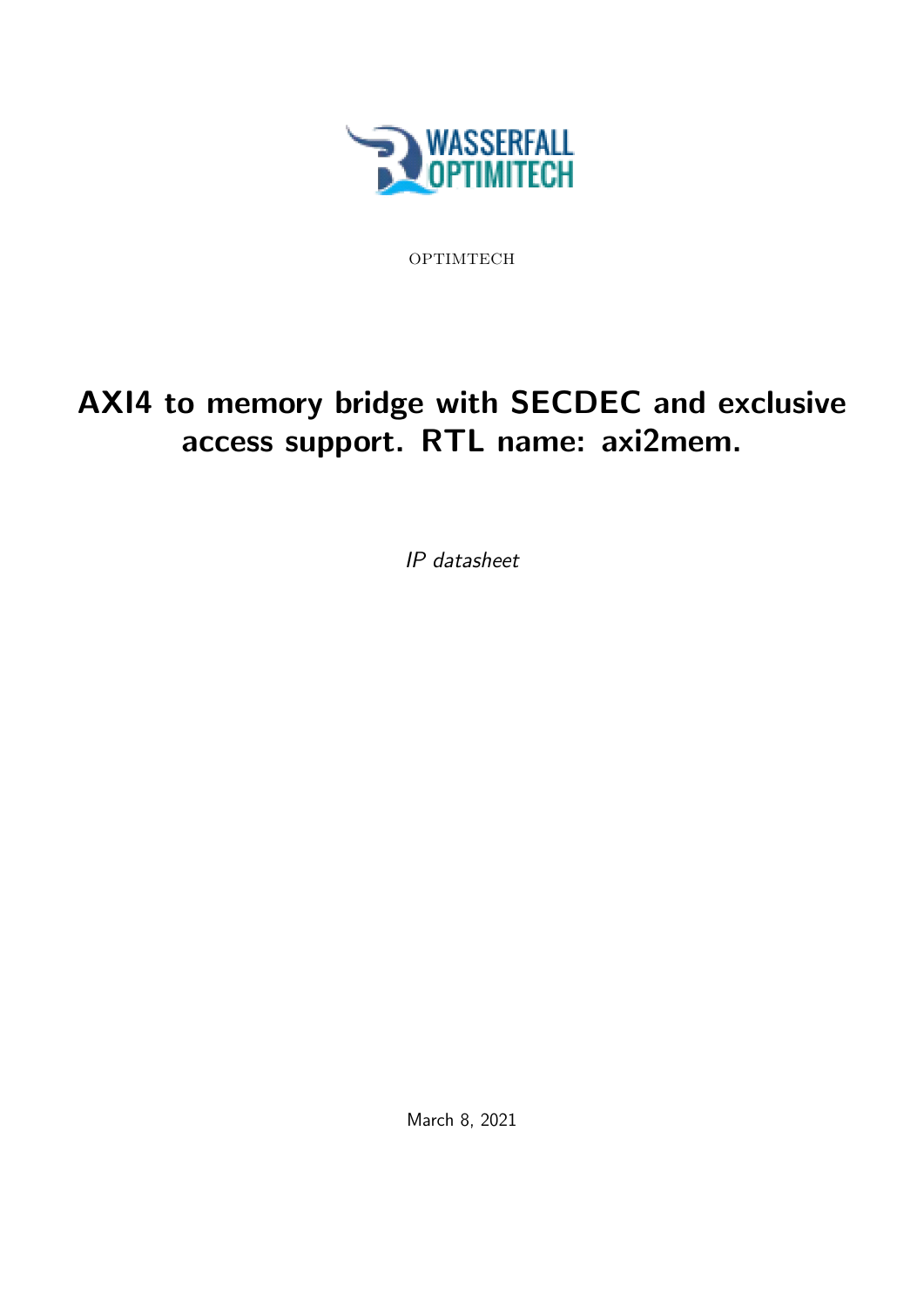OPTIMTECH

# AXI4 to memory bridge with SECDEC and exclusive access support. RTL name: axi2mem.

*IP datasheet*

March 8, 2021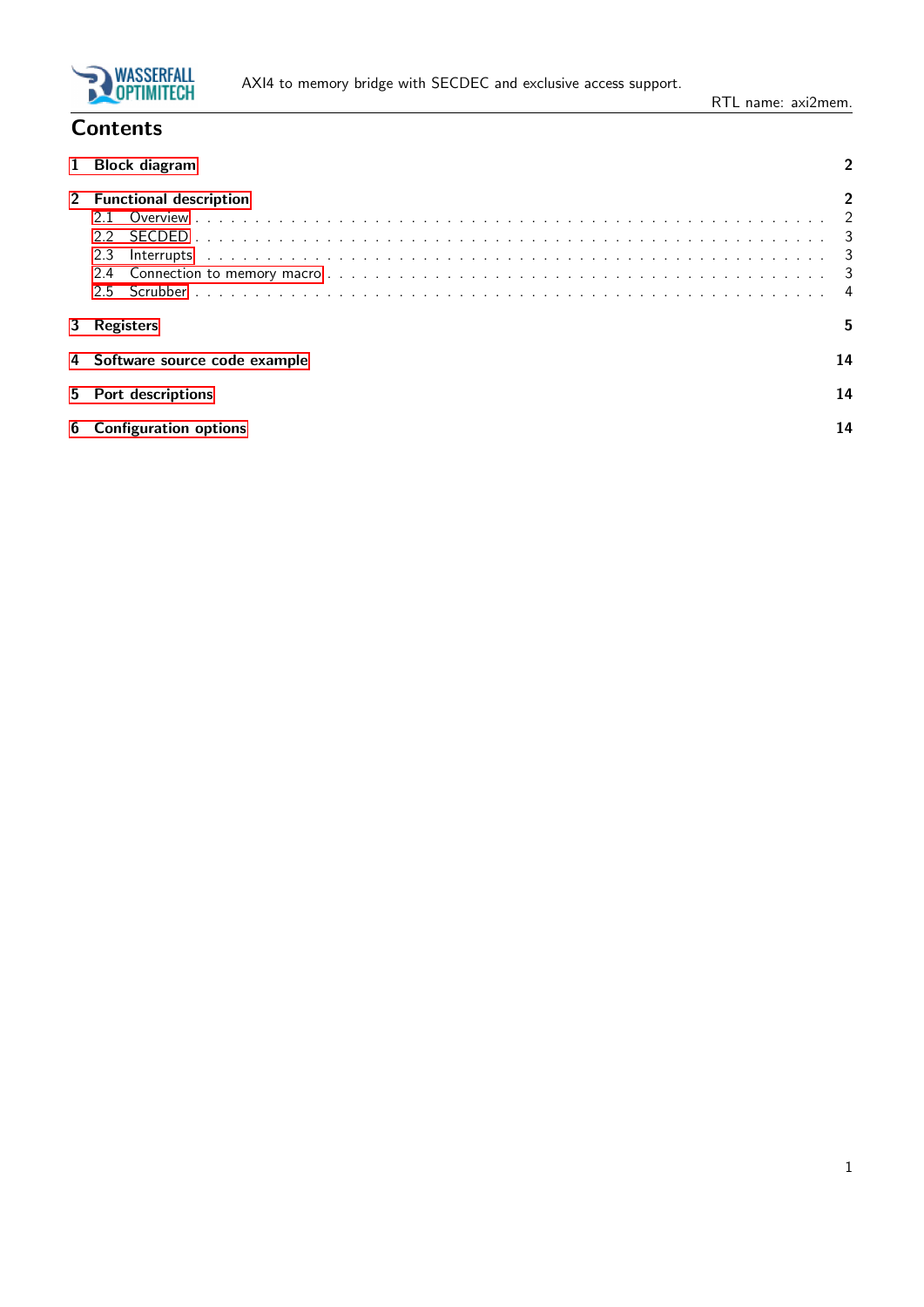# Contents

1 Block diagram — 2

2 Functional description — 2
- 2.1 Overview — 2
- 2.2 SECDED — 3
- 2.3 Interrupts — 3
- 2.4 Connection to memory macro — 3
- 2.5 Scrubber — 4

3 Registers — 5

4 Software source code example — 14

5 Port descriptions — 14

6 Configuration options — 14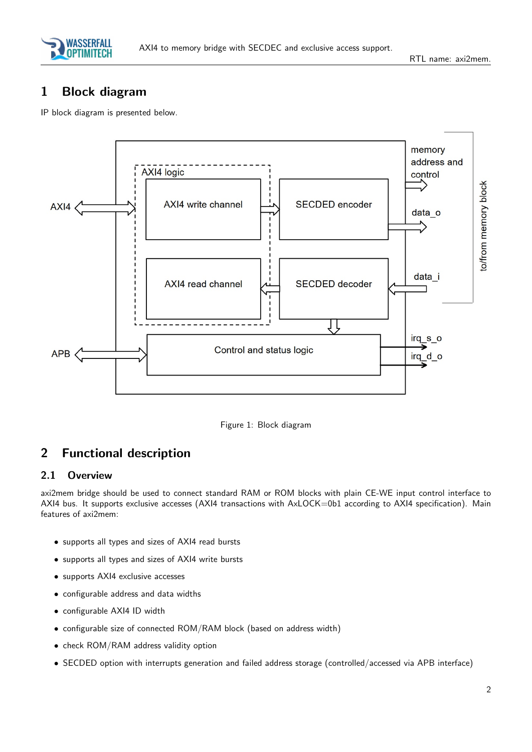# 1 Block diagram

IP block diagram is presented below.

Figure 1: Block diagram

# 2 Functional description

## 2.1 Overview

axi2mem bridge should be used to connect standard RAM or ROM blocks with plain CE-WE input control interface to AXI4 bus. It supports exclusive accesses (AXI4 transactions with AxLOCK=0b1 according to AXI4 specification). Main features of axi2mem:

- supports all types and sizes of AXI4 read bursts
- supports all types and sizes of AXI4 write bursts
- supports AXI4 exclusive accesses
- configurable address and data widths
- configurable AXI4 ID width
- configurable size of connected ROM/RAM block (based on address width)
- check ROM/RAM address validity option
- SECDED option with interrupts generation and failed address storage (controlled/accessed via APB interface)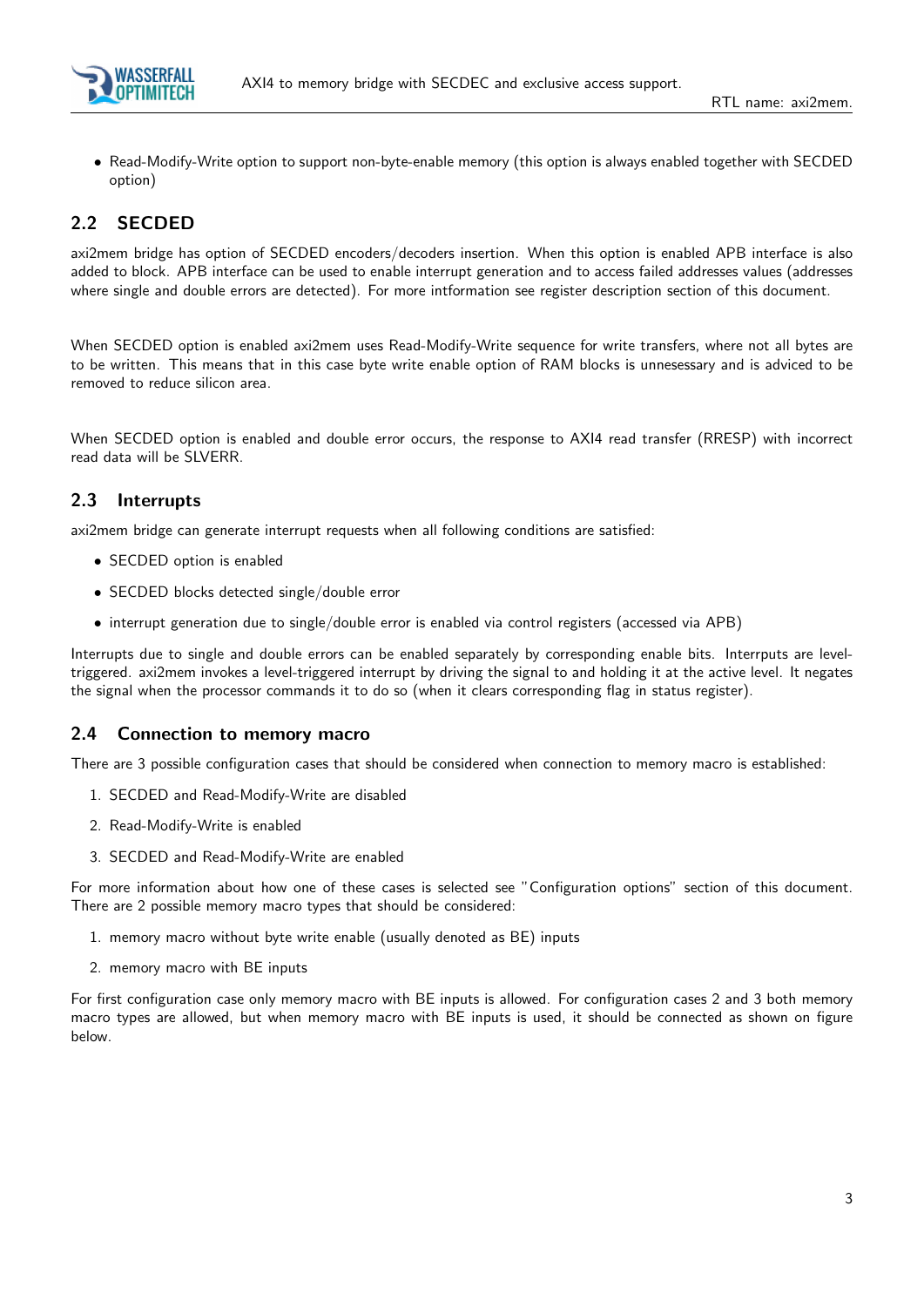- Read-Modify-Write option to support non-byte-enable memory (this option is always enabled together with SECDED option)

## 2.2 SECDED

axi2mem bridge has option of SECDED encoders/decoders insertion. When this option is enabled APB interface is also added to block. APB interface can be used to enable interrupt generation and to access failed addresses values (addresses where single and double errors are detected). For more intformation see register description section of this document.

When SECDED option is enabled axi2mem uses Read-Modify-Write sequence for write transfers, where not all bytes are to be written. This means that in this case byte write enable option of RAM blocks is unnesessary and is adviced to be removed to reduce silicon area.

When SECDED option is enabled and double error occurs, the response to AXI4 read transfer (RRESP) with incorrect read data will be SLVERR.

## 2.3 Interrupts

axi2mem bridge can generate interrupt requests when all following conditions are satisfied:

- SECDED option is enabled
- SECDED blocks detected single/double error
- interrupt generation due to single/double error is enabled via control registers (accessed via APB)

Interrupts due to single and double errors can be enabled separately by corresponding enable bits. Interrputs are level-triggered. axi2mem invokes a level-triggered interrupt by driving the signal to and holding it at the active level. It negates the signal when the processor commands it to do so (when it clears corresponding flag in status register).

## 2.4 Connection to memory macro

There are 3 possible configuration cases that should be considered when connection to memory macro is established:

1. SECDED and Read-Modify-Write are disabled
2. Read-Modify-Write is enabled
3. SECDED and Read-Modify-Write are enabled

For more information about how one of these cases is selected see "Configuration options" section of this document. There are 2 possible memory macro types that should be considered:

1. memory macro without byte write enable (usually denoted as BE) inputs
2. memory macro with BE inputs

For first configuration case only memory macro with BE inputs is allowed. For configuration cases 2 and 3 both memory macro types are allowed, but when memory macro with BE inputs is used, it should be connected as shown on figure below.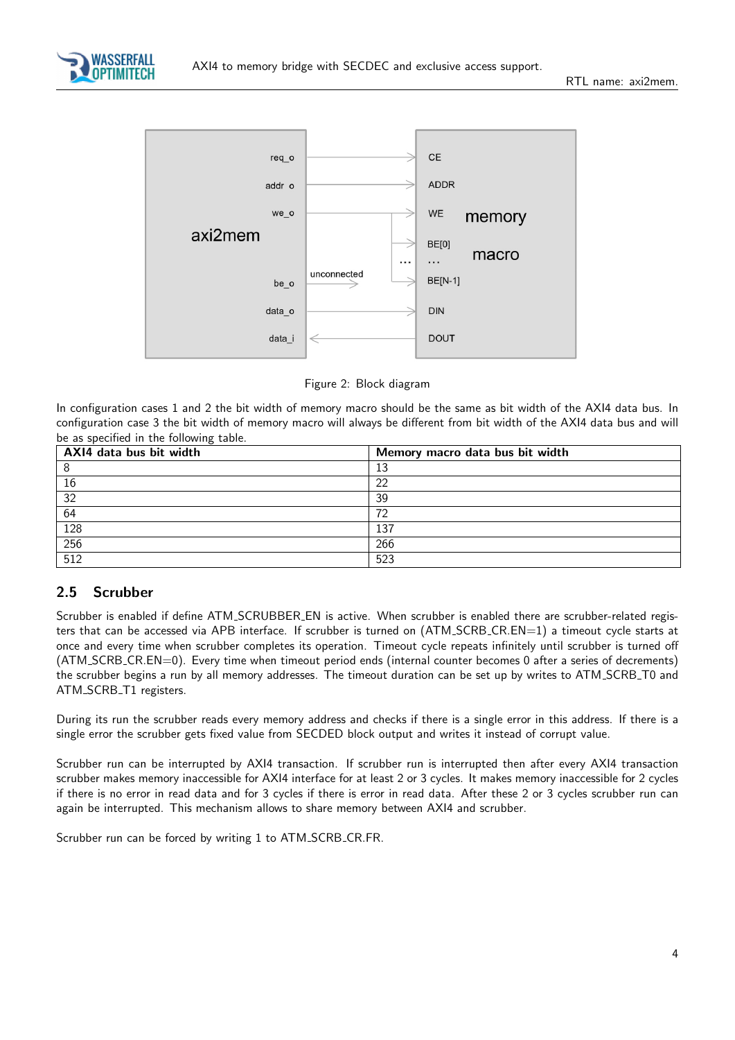Figure 2: Block diagram

In configuration cases 1 and 2 the bit width of memory macro should be the same as bit width of the AXI4 data bus. In configuration case 3 the bit width of memory macro will always be different from bit width of the AXI4 data bus and will be as specified in the following table.

| AXI4 data bus bit width | Memory macro data bus bit width |
|---|---|
| 8 | 13 |
| 16 | 22 |
| 32 | 39 |
| 64 | 72 |
| 128 | 137 |
| 256 | 266 |
| 512 | 523 |

## 2.5 Scrubber

Scrubber is enabled if define ATM_SCRUBBER_EN is active. When scrubber is enabled there are scrubber-related registers that can be accessed via APB interface. If scrubber is turned on (ATM_SCRB_CR.EN=1) a timeout cycle starts at once and every time when scrubber completes its operation. Timeout cycle repeats infinitely until scrubber is turned off (ATM_SCRB_CR.EN=0). Every time when timeout period ends (internal counter becomes 0 after a series of decrements) the scrubber begins a run by all memory addresses. The timeout duration can be set up by writes to ATM_SCRB_T0 and ATM_SCRB_T1 registers.

During its run the scrubber reads every memory address and checks if there is a single error in this address. If there is a single error the scrubber gets fixed value from SECDED block output and writes it instead of corrupt value.

Scrubber run can be interrupted by AXI4 transaction. If scrubber run is interrupted then after every AXI4 transaction scrubber makes memory inaccessible for AXI4 interface for at least 2 or 3 cycles. It makes memory inaccessible for 2 cycles if there is no error in read data and for 3 cycles if there is error in read data. After these 2 or 3 cycles scrubber run can again be interrupted. This mechanism allows to share memory between AXI4 and scrubber.

Scrubber run can be forced by writing 1 to ATM_SCRB_CR.FR.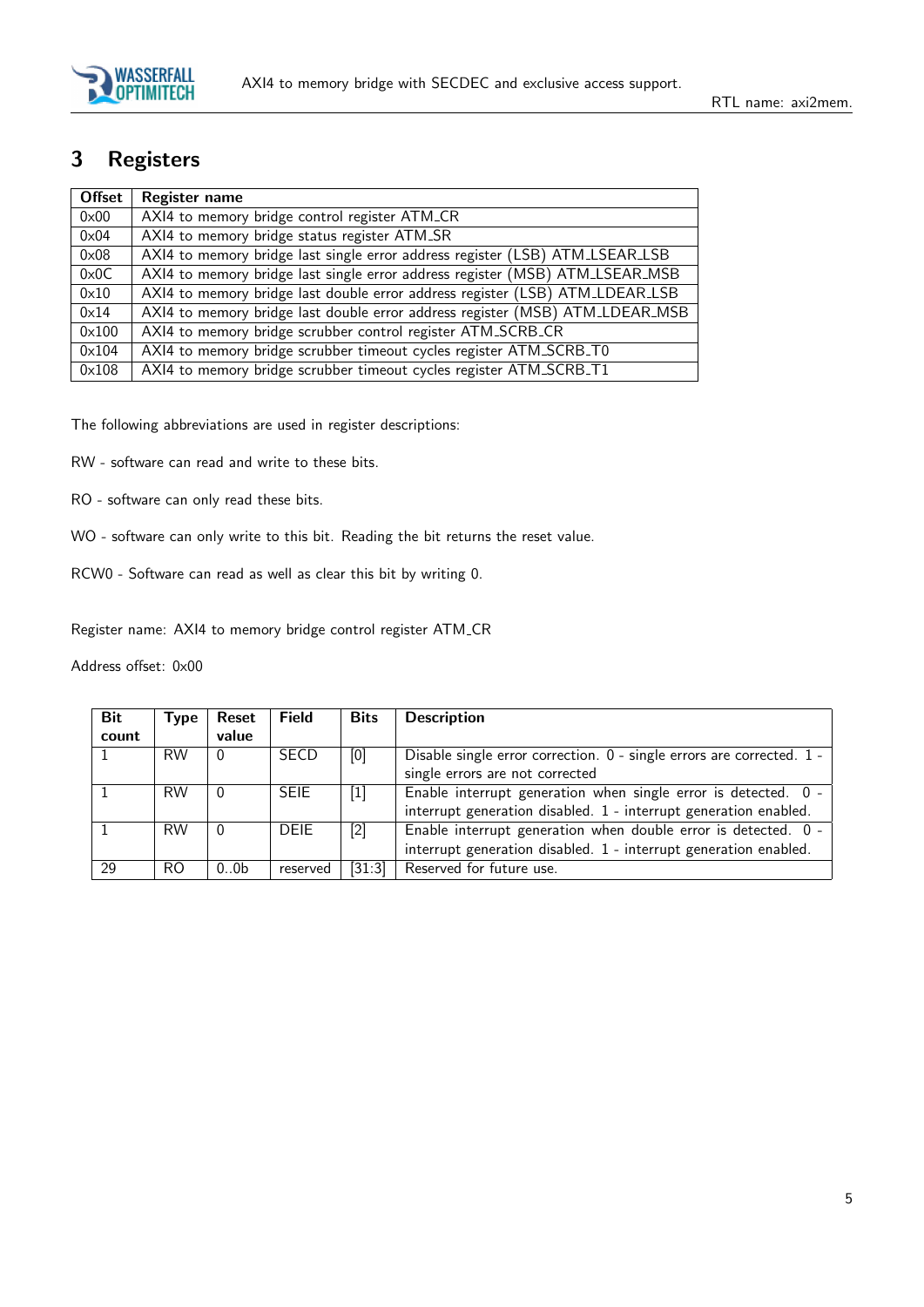# 3 Registers

| Offset | Register name |
|---|---|
| 0x00 | AXI4 to memory bridge control register ATM_CR |
| 0x04 | AXI4 to memory bridge status register ATM_SR |
| 0x08 | AXI4 to memory bridge last single error address register (LSB) ATM_LSEAR_LSB |
| 0x0C | AXI4 to memory bridge last single error address register (MSB) ATM_LSEAR_MSB |
| 0x10 | AXI4 to memory bridge last double error address register (LSB) ATM_LDEAR_LSB |
| 0x14 | AXI4 to memory bridge last double error address register (MSB) ATM_LDEAR_MSB |
| 0x100 | AXI4 to memory bridge scrubber control register ATM_SCRB_CR |
| 0x104 | AXI4 to memory bridge scrubber timeout cycles register ATM_SCRB_T0 |
| 0x108 | AXI4 to memory bridge scrubber timeout cycles register ATM_SCRB_T1 |

The following abbreviations are used in register descriptions:

RW - software can read and write to these bits.

RO - software can only read these bits.

WO - software can only write to this bit. Reading the bit returns the reset value.

RCW0 - Software can read as well as clear this bit by writing 0.

Register name: AXI4 to memory bridge control register ATM_CR

Address offset: 0x00

| Bit count | Type | Reset value | Field | Bits | Description |
|---|---|---|---|---|---|
| 1 | RW | 0 | SECD | [0] | Disable single error correction. 0 - single errors are corrected. 1 - single errors are not corrected |
| 1 | RW | 0 | SEIE | [1] | Enable interrupt generation when single error is detected. 0 - interrupt generation disabled. 1 - interrupt generation enabled. |
| 1 | RW | 0 | DEIE | [2] | Enable interrupt generation when double error is detected. 0 - interrupt generation disabled. 1 - interrupt generation enabled. |
| 29 | RO | 0..0b | reserved | [31:3] | Reserved for future use. |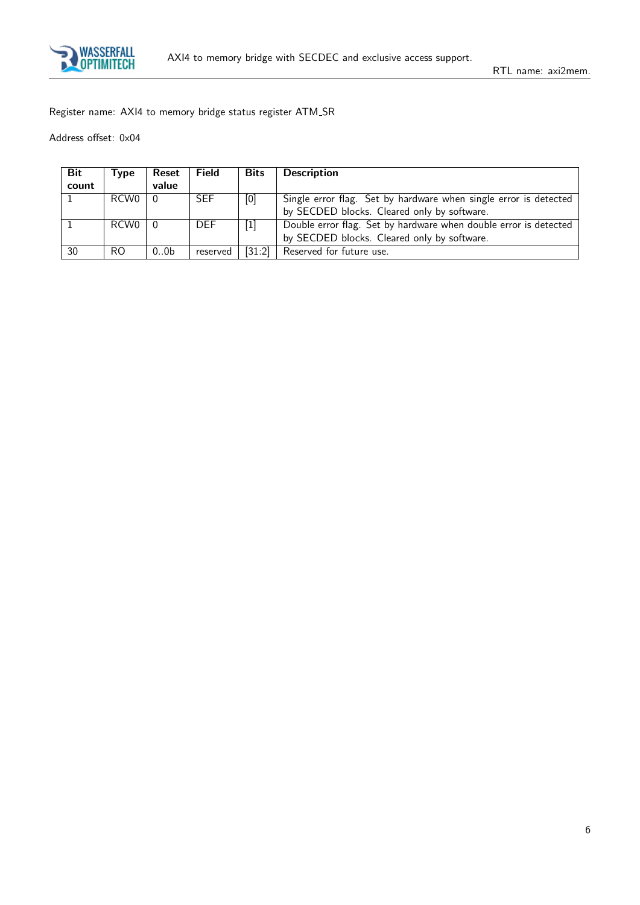Register name: AXI4 to memory bridge status register ATM_SR

Address offset: 0x04

| Bit count | Type | Reset value | Field | Bits | Description |
|---|---|---|---|---|---|
| 1 | RCW0 | 0 | SEF | [0] | Single error flag. Set by hardware when single error is detected by SECDED blocks. Cleared only by software. |
| 1 | RCW0 | 0 | DEF | [1] | Double error flag. Set by hardware when double error is detected by SECDED blocks. Cleared only by software. |
| 30 | RO | 0..0b | reserved | [31:2] | Reserved for future use. |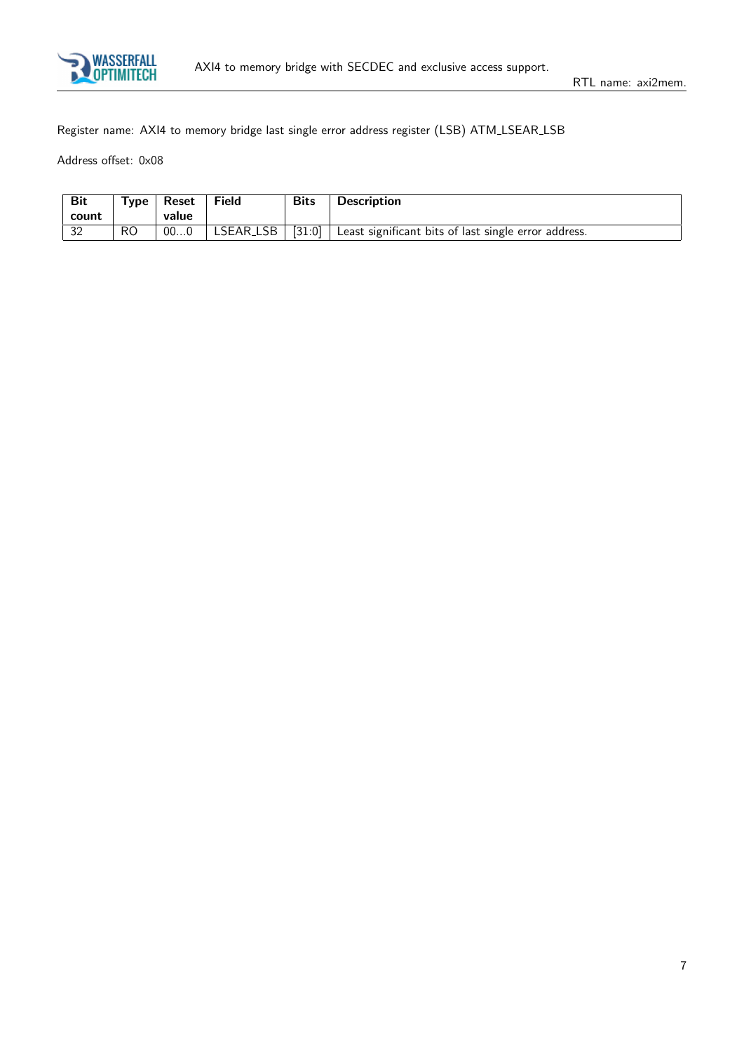Register name: AXI4 to memory bridge last single error address register (LSB) ATM_LSEAR_LSB

Address offset: 0x08

| Bit count | Type | Reset value | Field | Bits | Description |
|---|---|---|---|---|---|
| 32 | RO | 00...0 | LSEAR_LSB | [31:0] | Least significant bits of last single error address. |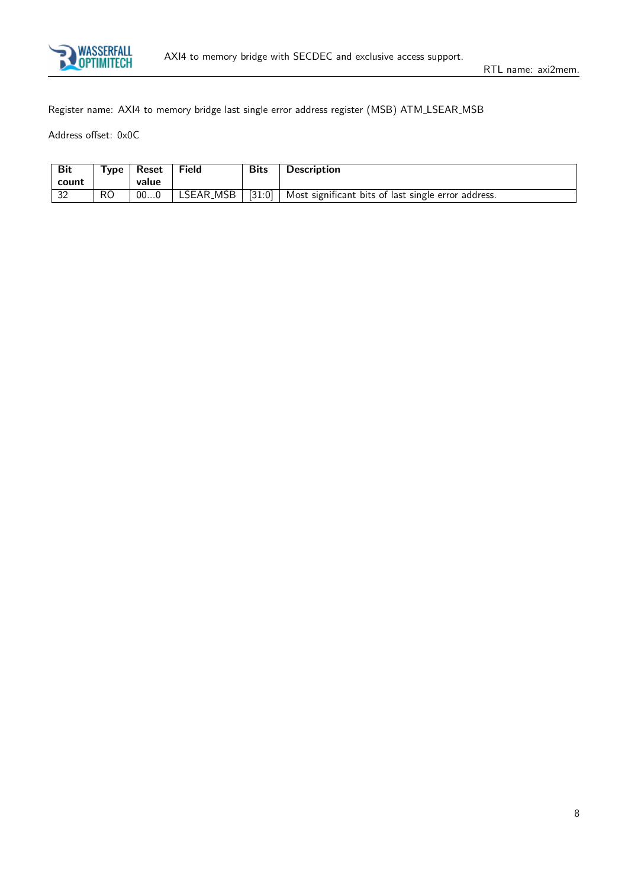Register name: AXI4 to memory bridge last single error address register (MSB) ATM_LSEAR_MSB

Address offset: 0x0C

| Bit count | Type | Reset value | Field | Bits | Description |
|---|---|---|---|---|---|
| 32 | RO | 00...0 | LSEAR_MSB | [31:0] | Most significant bits of last single error address. |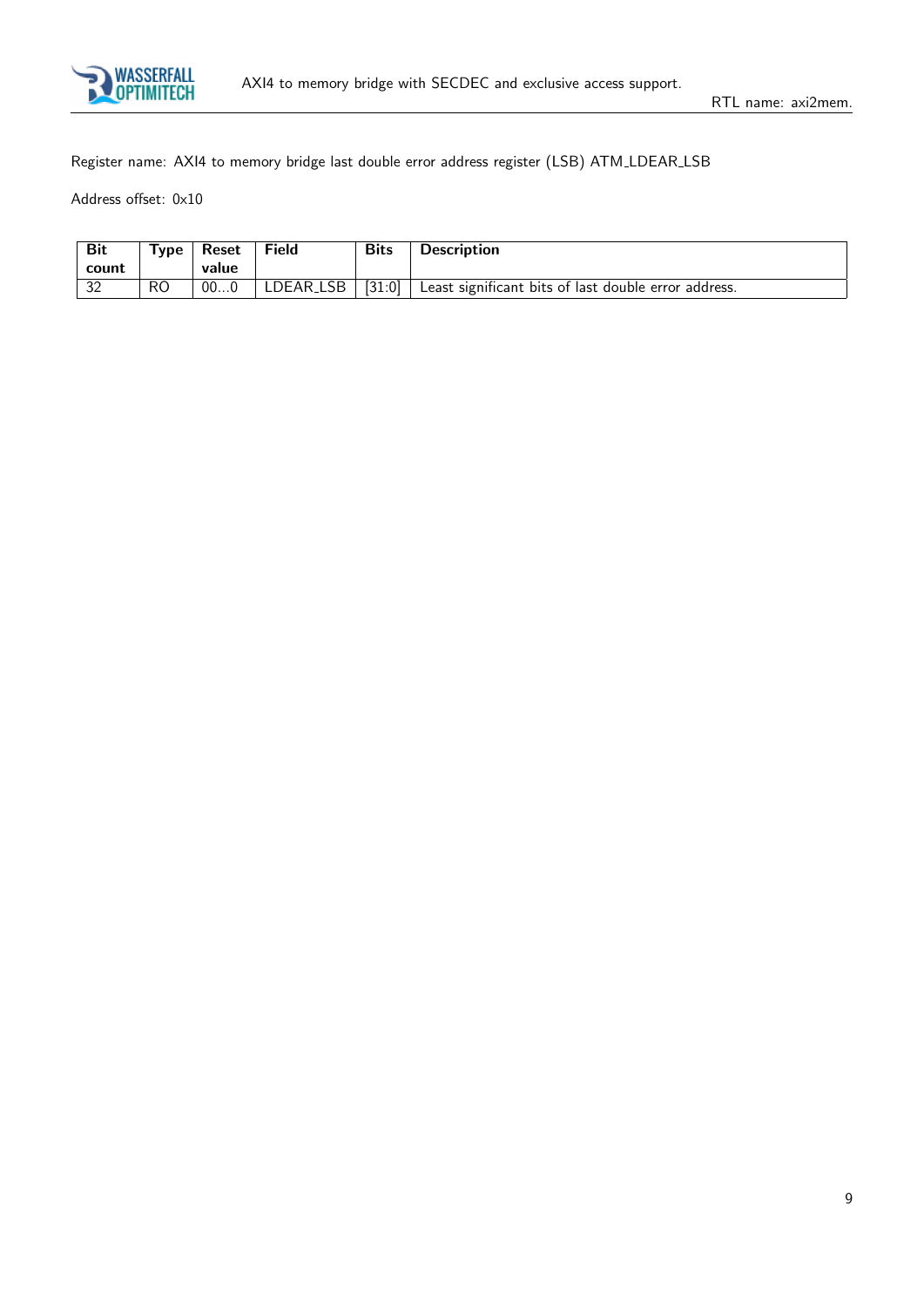Register name: AXI4 to memory bridge last double error address register (LSB) ATM_LDEAR_LSB

Address offset: 0x10

| Bit count | Type | Reset value | Field | Bits | Description |
|---|---|---|---|---|---|
| 32 | RO | 00...0 | LDEAR_LSB | [31:0] | Least significant bits of last double error address. |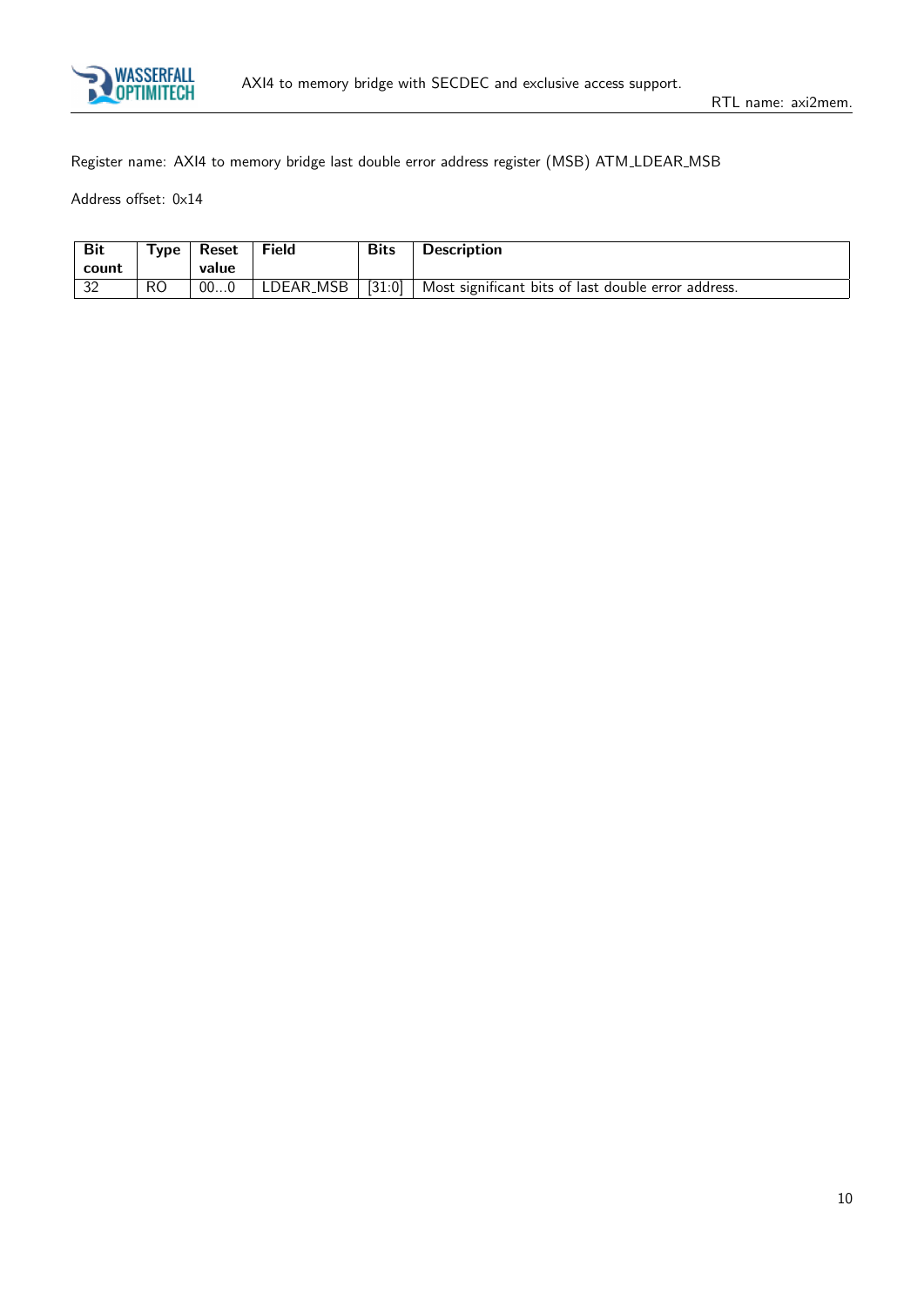Register name: AXI4 to memory bridge last double error address register (MSB) ATM_LDEAR_MSB

Address offset: 0x14

| Bit count | Type | Reset value | Field | Bits | Description |
|---|---|---|---|---|---|
| 32 | RO | 00...0 | LDEAR_MSB | [31:0] | Most significant bits of last double error address. |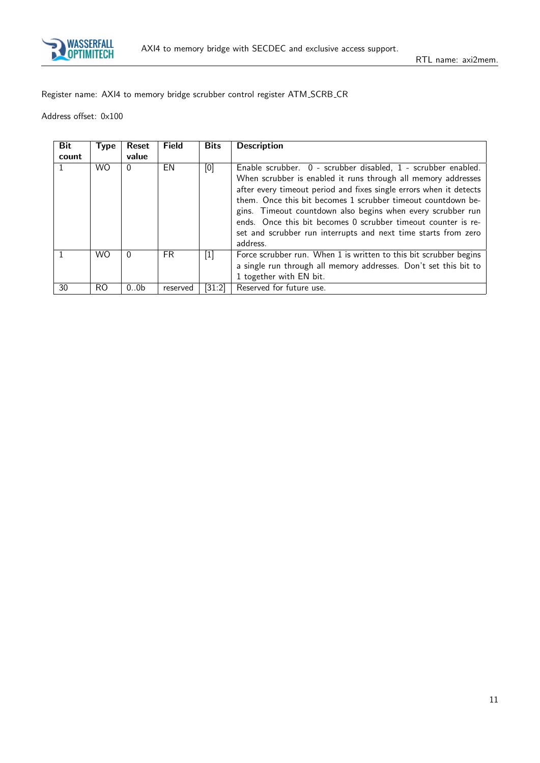Register name: AXI4 to memory bridge scrubber control register ATM_SCRB_CR

Address offset: 0x100

| Bit count | Type | Reset value | Field | Bits | Description |
|---|---|---|---|---|---|
| 1 | WO | 0 | EN | [0] | Enable scrubber. 0 - scrubber disabled, 1 - scrubber enabled. When scrubber is enabled it runs through all memory addresses after every timeout period and fixes single errors when it detects them. Once this bit becomes 1 scrubber timeout countdown begins. Timeout countdown also begins when every scrubber run ends. Once this bit becomes 0 scrubber timeout counter is reset and scrubber run interrupts and next time starts from zero address. |
| 1 | WO | 0 | FR | [1] | Force scrubber run. When 1 is written to this bit scrubber begins a single run through all memory addresses. Don't set this bit to 1 together with EN bit. |
| 30 | RO | 0..0b | reserved | [31:2] | Reserved for future use. |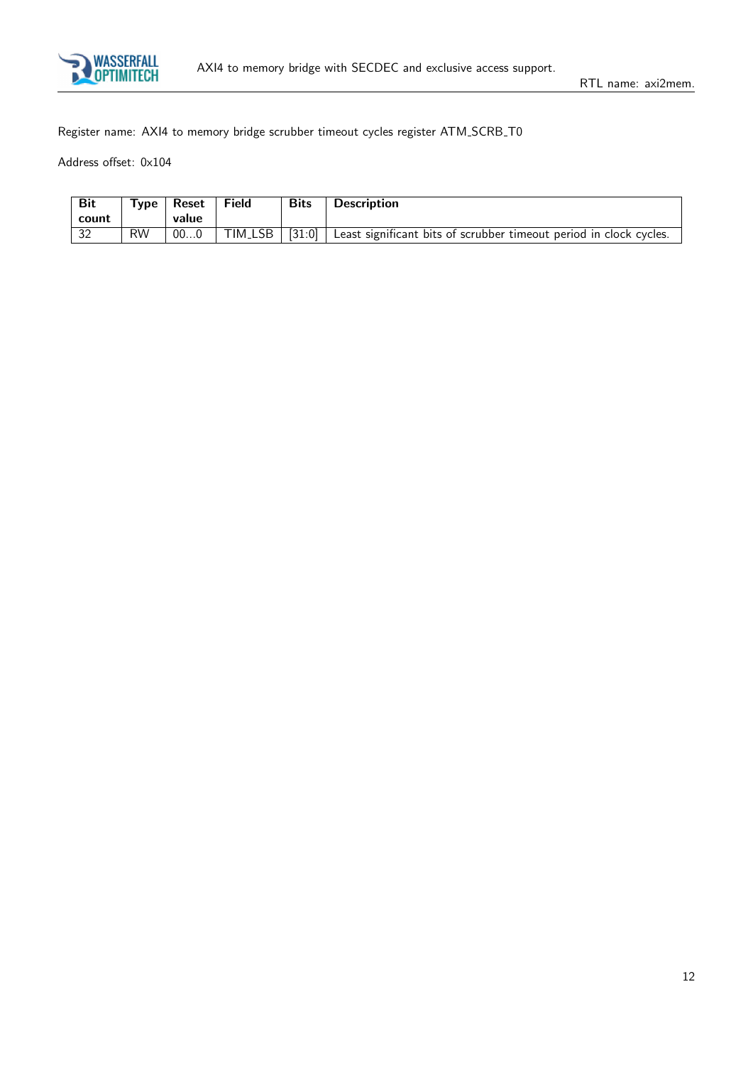Register name: AXI4 to memory bridge scrubber timeout cycles register ATM_SCRB_T0

Address offset: 0x104

| Bit count | Type | Reset value | Field | Bits | Description |
|---|---|---|---|---|---|
| 32 | RW | 00...0 | TIM_LSB | [31:0] | Least significant bits of scrubber timeout period in clock cycles. |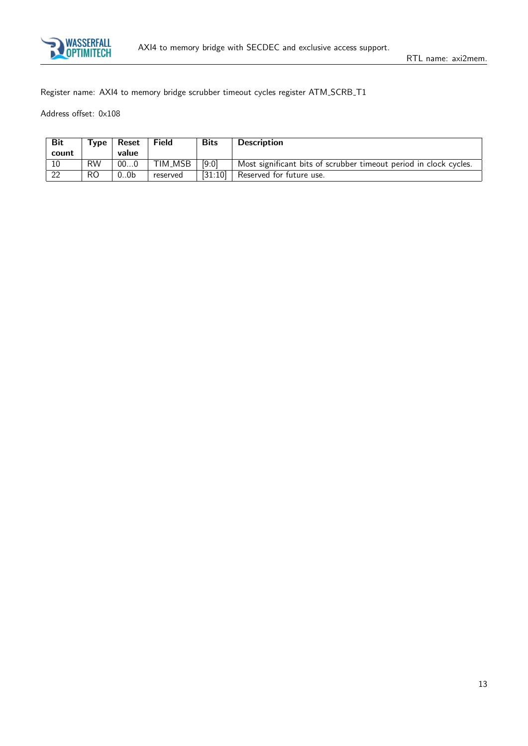Register name: AXI4 to memory bridge scrubber timeout cycles register ATM_SCRB_T1

Address offset: 0x108

| Bit count | Type | Reset value | Field | Bits | Description |
|---|---|---|---|---|---|
| 10 | RW | 00...0 | TIM_MSB | [9:0] | Most significant bits of scrubber timeout period in clock cycles. |
| 22 | RO | 0..0b | reserved | [31:10] | Reserved for future use. |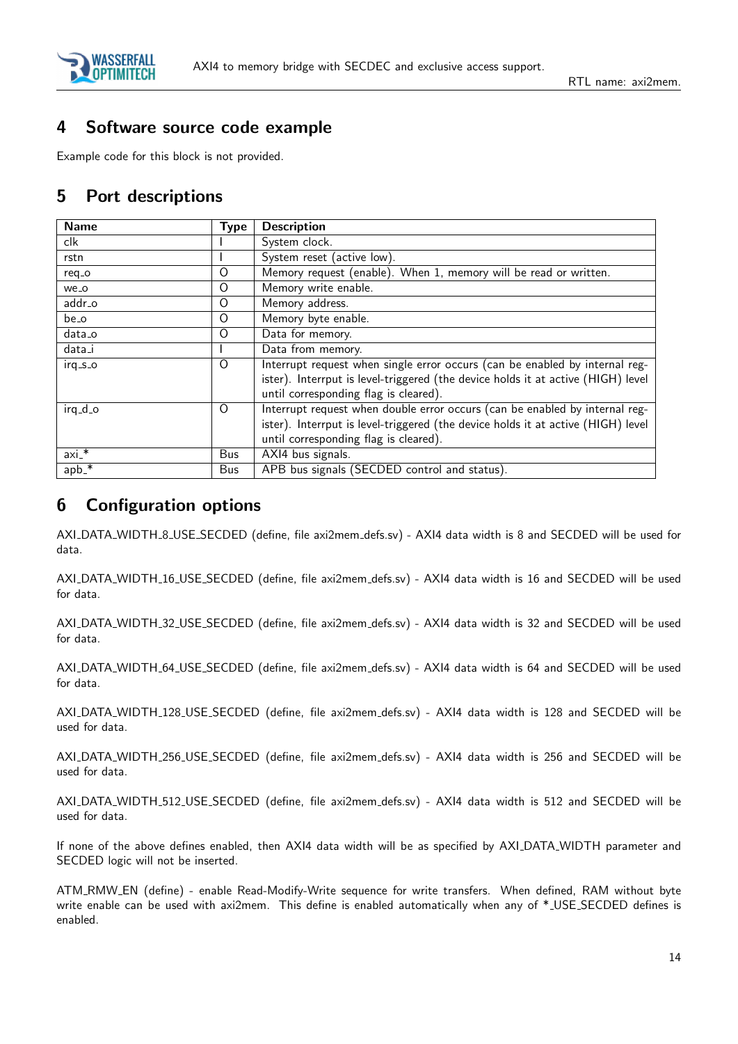## 4 Software source code example

Example code for this block is not provided.

## 5 Port descriptions

| Name | Type | Description |
|---|---|---|
| clk | I | System clock. |
| rstn | I | System reset (active low). |
| req_o | O | Memory request (enable). When 1, memory will be read or written. |
| we_o | O | Memory write enable. |
| addr_o | O | Memory address. |
| be_o | O | Memory byte enable. |
| data_o | O | Data for memory. |
| data_i | I | Data from memory. |
| irq_s_o | O | Interrupt request when single error occurs (can be enabled by internal register). Interrput is level-triggered (the device holds it at active (HIGH) level until corresponding flag is cleared). |
| irq_d_o | O | Interrupt request when double error occurs (can be enabled by internal register). Interrput is level-triggered (the device holds it at active (HIGH) level until corresponding flag is cleared). |
| axi_* | Bus | AXI4 bus signals. |
| apb_* | Bus | APB bus signals (SECDED control and status). |

## 6 Configuration options

AXI_DATA_WIDTH_8_USE_SECDED (define, file axi2mem_defs.sv) - AXI4 data width is 8 and SECDED will be used for data.

AXI_DATA_WIDTH_16_USE_SECDED (define, file axi2mem_defs.sv) - AXI4 data width is 16 and SECDED will be used for data.

AXI_DATA_WIDTH_32_USE_SECDED (define, file axi2mem_defs.sv) - AXI4 data width is 32 and SECDED will be used for data.

AXI_DATA_WIDTH_64_USE_SECDED (define, file axi2mem_defs.sv) - AXI4 data width is 64 and SECDED will be used for data.

AXI_DATA_WIDTH_128_USE_SECDED (define, file axi2mem_defs.sv) - AXI4 data width is 128 and SECDED will be used for data.

AXI_DATA_WIDTH_256_USE_SECDED (define, file axi2mem_defs.sv) - AXI4 data width is 256 and SECDED will be used for data.

AXI_DATA_WIDTH_512_USE_SECDED (define, file axi2mem_defs.sv) - AXI4 data width is 512 and SECDED will be used for data.

If none of the above defines enabled, then AXI4 data width will be as specified by AXI_DATA_WIDTH parameter and SECDED logic will not be inserted.

ATM_RMW_EN (define) - enable Read-Modify-Write sequence for write transfers. When defined, RAM without byte write enable can be used with axi2mem. This define is enabled automatically when any of *_USE_SECDED defines is enabled.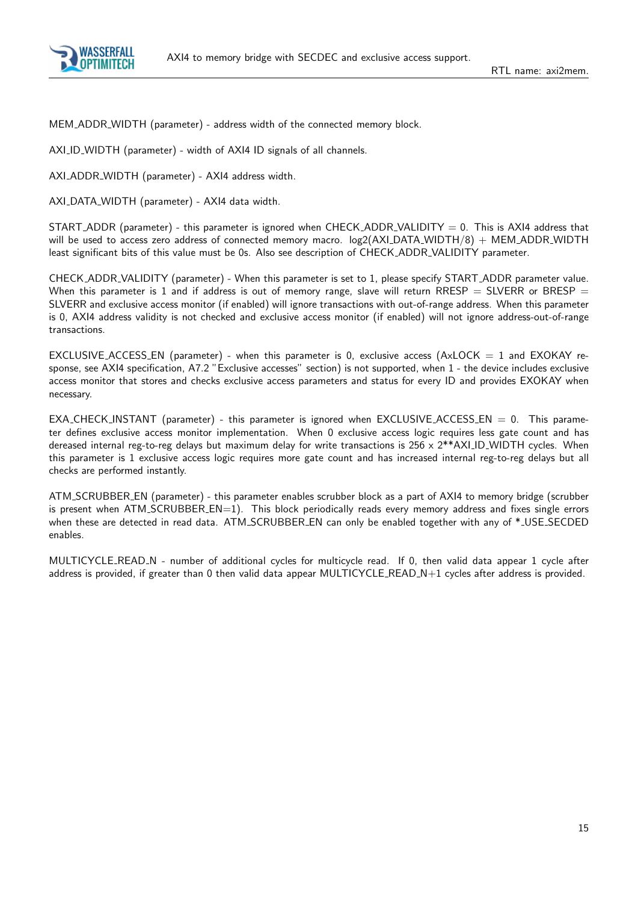MEM_ADDR_WIDTH (parameter) - address width of the connected memory block.

AXI_ID_WIDTH (parameter) - width of AXI4 ID signals of all channels.

AXI_ADDR_WIDTH (parameter) - AXI4 address width.

AXI_DATA_WIDTH (parameter) - AXI4 data width.

START_ADDR (parameter) - this parameter is ignored when CHECK_ADDR_VALIDITY = 0. This is AXI4 address that will be used to access zero address of connected memory macro. log2(AXI_DATA_WIDTH/8) + MEM_ADDR_WIDTH least significant bits of this value must be 0s. Also see description of CHECK_ADDR_VALIDITY parameter.

CHECK_ADDR_VALIDITY (parameter) - When this parameter is set to 1, please specify START_ADDR parameter value. When this parameter is 1 and if address is out of memory range, slave will return RRESP = SLVERR or BRESP = SLVERR and exclusive access monitor (if enabled) will ignore transactions with out-of-range address. When this parameter is 0, AXI4 address validity is not checked and exclusive access monitor (if enabled) will not ignore address-out-of-range transactions.

EXCLUSIVE_ACCESS_EN (parameter) - when this parameter is 0, exclusive access (AxLOCK = 1 and EXOKAY response, see AXI4 specification, A7.2 "Exclusive accesses" section) is not supported, when 1 - the device includes exclusive access monitor that stores and checks exclusive access parameters and status for every ID and provides EXOKAY when necessary.

EXA_CHECK_INSTANT (parameter) - this parameter is ignored when EXCLUSIVE_ACCESS_EN = 0. This parameter defines exclusive access monitor implementation. When 0 exclusive access logic requires less gate count and has dereased internal reg-to-reg delays but maximum delay for write transactions is 256 x 2**AXI_ID_WIDTH cycles. When this parameter is 1 exclusive access logic requires more gate count and has increased internal reg-to-reg delays but all checks are performed instantly.

ATM_SCRUBBER_EN (parameter) - this parameter enables scrubber block as a part of AXI4 to memory bridge (scrubber is present when ATM_SCRUBBER_EN=1). This block periodically reads every memory address and fixes single errors when these are detected in read data. ATM_SCRUBBER_EN can only be enabled together with any of *_USE_SECDED enables.

MULTICYCLE_READ_N - number of additional cycles for multicycle read. If 0, then valid data appear 1 cycle after address is provided, if greater than 0 then valid data appear MULTICYCLE_READ_N+1 cycles after address is provided.